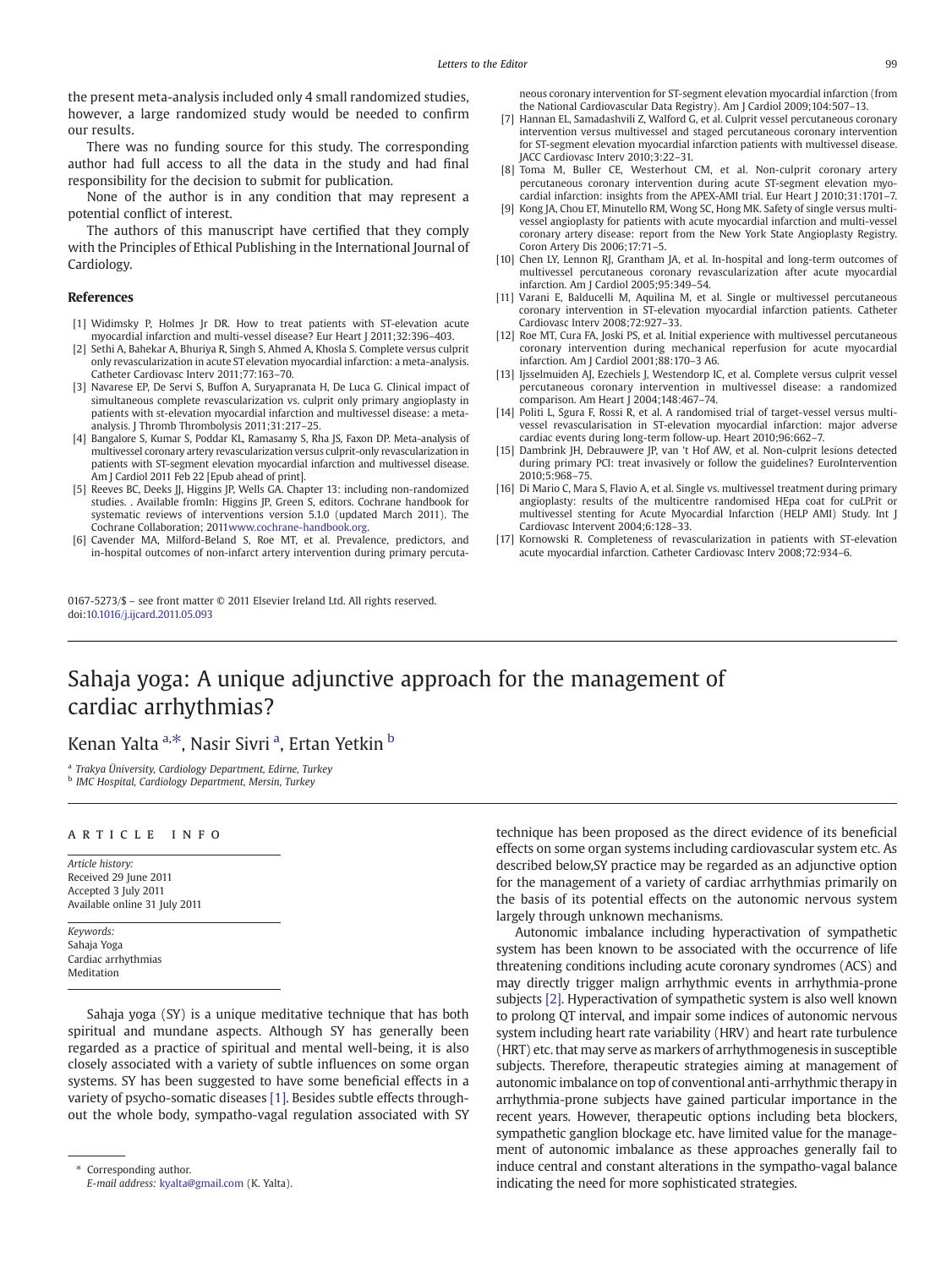the present meta-analysis included only 4 small randomized studies, however, a large randomized study would be needed to confirm our results.

There was no funding source for this study. The corresponding author had full access to all the data in the study and had final responsibility for the decision to submit for publication.

None of the author is in any condition that may represent a potential conflict of interest.

The authors of this manuscript have certified that they comply with the Principles of Ethical Publishing in the International Journal of Cardiology.

## References

[1] Widimsky P, Holmes Jr DR. How to treat patients with ST-elevation acute myocardial infarction and multi-vessel disease? Eur Heart J 2011;32:396–403.

[2] Sethi A, Bahekar A, Bhuriya R, Singh S, Ahmed A, Khosla S. Complete versus culprit only revascularization in acute ST elevation myocardial infarction: a meta-analysis. Catheter Cardiovasc Interv 2011;77:163–70.

[3] Navarese EP, De Servi S, Buffon A, Suryapranata H, De Luca G. Clinical impact of simultaneous complete revascularization vs. culprit only primary angioplasty in patients with st-elevation myocardial infarction and multivessel disease: a meta-analysis. J Thromb Thrombolysis 2011;31:217–25.

[4] Bangalore S, Kumar S, Poddar KL, Ramasamy S, Rha JS, Faxon DP. Meta-analysis of multivessel coronary artery revascularization versus culprit-only revascularization in patients with ST-segment elevation myocardial infarction and multivessel disease. Am J Cardiol 2011 Feb 22 [Epub ahead of print].

[5] Reeves BC, Deeks JJ, Higgins JP, Wells GA. Chapter 13: including non-randomized studies. . Available fromIn: Higgins JP, Green S, editors. Cochrane handbook for systematic reviews of interventions version 5.1.0 (updated March 2011). The Cochrane Collaboration; 2011www.cochrane-handbook.org.

[6] Cavender MA, Milford-Beland S, Roe MT, et al. Prevalence, predictors, and in-hospital outcomes of non-infarct artery intervention during primary percutaneous coronary intervention for ST-segment elevation myocardial infarction (from the National Cardiovascular Data Registry). Am J Cardiol 2009;104:507–13.

[7] Hannan EL, Samadashvili Z, Walford G, et al. Culprit vessel percutaneous coronary intervention versus multivessel and staged percutaneous coronary intervention for ST-segment elevation myocardial infarction patients with multivessel disease. JACC Cardiovasc Interv 2010;3:22–31.

[8] Toma M, Buller CE, Westerhout CM, et al. Non-culprit coronary artery percutaneous coronary intervention during acute ST-segment elevation myocardial infarction: insights from the APEX-AMI trial. Eur Heart J 2010;31:1701–7.

[9] Kong JA, Chou ET, Minutello RM, Wong SC, Hong MK. Safety of single versus multi-vessel angioplasty for patients with acute myocardial infarction and multi-vessel coronary artery disease: report from the New York State Angioplasty Registry. Coron Artery Dis 2006;17:71–5.

[10] Chen LY, Lennon RJ, Grantham JA, et al. In-hospital and long-term outcomes of multivessel percutaneous coronary revascularization after acute myocardial infarction. Am J Cardiol 2005;95:349–54.

[11] Varani E, Balducelli M, Aquilina M, et al. Single or multivessel percutaneous coronary intervention in ST-elevation myocardial infarction patients. Catheter Cardiovasc Interv 2008;72:927–33.

[12] Roe MT, Cura FA, Joski PS, et al. Initial experience with multivessel percutaneous coronary intervention during mechanical reperfusion for acute myocardial infarction. Am J Cardiol 2001;88:170–3 A6.

[13] Ijsselmuiden AJ, Ezechiels J, Westendorp IC, et al. Complete versus culprit vessel percutaneous coronary intervention in multivessel disease: a randomized comparison. Am Heart J 2004;148:467–74.

[14] Politi L, Sgura F, Rossi R, et al. A randomised trial of target-vessel versus multi-vessel revascularisation in ST-elevation myocardial infarction: major adverse cardiac events during long-term follow-up. Heart 2010;96:662–7.

[15] Dambrink JH, Debrauwere JP, van 't Hof AW, et al. Non-culprit lesions detected during primary PCI: treat invasively or follow the guidelines? EuroIntervention 2010;5:968–75.

[16] Di Mario C, Mara S, Flavio A, et al. Single vs. multivessel treatment during primary angioplasty: results of the multicentre randomised HEpa coat for cuLPrit or multivessel stenting for Acute Myocardial Infarction (HELP AMI) Study. Int J Cardiovasc Intervent 2004;6:128–33.

[17] Kornowski R. Completeness of revascularization in patients with ST-elevation acute myocardial infarction. Catheter Cardiovasc Interv 2008;72:934–6.

0167-5273/$ – see front matter © 2011 Elsevier Ireland Ltd. All rights reserved.
doi:10.1016/j.ijcard.2011.05.093

# Sahaja yoga: A unique adjunctive approach for the management of cardiac arrhythmias?

Kenan Yalta [a,*], Nasir Sivri [a], Ertan Yetkin [b]

[a] *Trakya Üniversity, Cardiology Department, Edirne, Turkey*
[b] *IMC Hospital, Cardiology Department, Mersin, Turkey*

**ARTICLE INFO**

*Article history:*
Received 29 June 2011
Accepted 3 July 2011
Available online 31 July 2011

*Keywords:*
Sahaja Yoga
Cardiac arrhythmias
Meditation

Sahaja yoga (SY) is a unique meditative technique that has both spiritual and mundane aspects. Although SY has generally been regarded as a practice of spiritual and mental well-being, it is also closely associated with a variety of subtle influences on some organ systems. SY has been suggested to have some beneficial effects in a variety of psycho-somatic diseases [1]. Besides subtle effects throughout the whole body, sympatho-vagal regulation associated with SY technique has been proposed as the direct evidence of its beneficial effects on some organ systems including cardiovascular system etc. As described below,SY practice may be regarded as an adjunctive option for the management of a variety of cardiac arrhythmias primarily on the basis of its potential effects on the autonomic nervous system largely through unknown mechanisms.

Autonomic imbalance including hyperactivation of sympathetic system has been known to be associated with the occurrence of life threatening conditions including acute coronary syndromes (ACS) and may directly trigger malign arrhythmic events in arrhythmia-prone subjects [2]. Hyperactivation of sympathetic system is also well known to prolong QT interval, and impair some indices of autonomic nervous system including heart rate variability (HRV) and heart rate turbulence (HRT) etc. that may serve as markers of arrhythmogenesis in susceptible subjects. Therefore, therapeutic strategies aiming at management of autonomic imbalance on top of conventional anti-arrhythmic therapy in arrhythmia-prone subjects have gained particular importance in the recent years. However, therapeutic options including beta blockers, sympathetic ganglion blockage etc. have limited value for the management of autonomic imbalance as these approaches generally fail to induce central and constant alterations in the sympatho-vagal balance indicating the need for more sophisticated strategies.

\* Corresponding author.
*E-mail address:* kyalta@gmail.com (K. Yalta).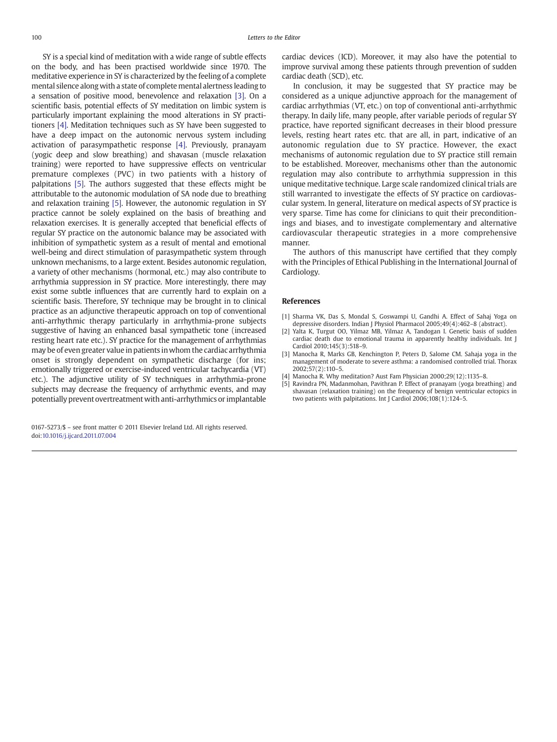SY is a special kind of meditation with a wide range of subtle effects on the body, and has been practised worldwide since 1970. The meditative experience in SY is characterized by the feeling of a complete mental silence along with a state of complete mental alertness leading to a sensation of positive mood, benevolence and relaxation [3]. On a scientific basis, potential effects of SY meditation on limbic system is particularly important explaining the mood alterations in SY practitioners [4]. Meditation techniques such as SY have been suggested to have a deep impact on the autonomic nervous system including activation of parasympathetic response [4]. Previously, pranayam (yogic deep and slow breathing) and shavasan (muscle relaxation training) were reported to have suppressive effects on ventricular premature complexes (PVC) in two patients with a history of palpitations [5]. The authors suggested that these effects might be attributable to the autonomic modulation of SA node due to breathing and relaxation training [5]. However, the autonomic regulation in SY practice cannot be solely explained on the basis of breathing and relaxation exercises. It is generally accepted that beneficial effects of regular SY practice on the autonomic balance may be associated with inhibition of sympathetic system as a result of mental and emotional well-being and direct stimulation of parasympathetic system through unknown mechanisms, to a large extent. Besides autonomic regulation, a variety of other mechanisms (hormonal, etc.) may also contribute to arrhythmia suppression in SY practice. More interestingly, there may exist some subtle influences that are currently hard to explain on a scientific basis. Therefore, SY technique may be brought in to clinical practice as an adjunctive therapeutic approach on top of conventional anti-arrhythmic therapy particularly in arrhythmia-prone subjects suggestive of having an enhanced basal sympathetic tone (increased resting heart rate etc.). SY practice for the management of arrhythmias may be of even greater value in patients in whom the cardiac arrhythmia onset is strongly dependent on sympathetic discharge (for ins; emotionally triggered or exercise-induced ventricular tachycardia (VT) etc.). The adjunctive utility of SY techniques in arrhythmia-prone subjects may decrease the frequency of arrhythmic events, and may potentially prevent overtreatment with anti-arrhythmics or implantable cardiac devices (ICD). Moreover, it may also have the potential to improve survival among these patients through prevention of sudden cardiac death (SCD), etc.

In conclusion, it may be suggested that SY practice may be considered as a unique adjunctive approach for the management of cardiac arrhythmias (VT, etc.) on top of conventional anti-arrhythmic therapy. In daily life, many people, after variable periods of regular SY practice, have reported significant decreases in their blood pressure levels, resting heart rates etc. that are all, in part, indicative of an autonomic regulation due to SY practice. However, the exact mechanisms of autonomic regulation due to SY practice still remain to be established. Moreover, mechanisms other than the autonomic regulation may also contribute to arrhythmia suppression in this unique meditative technique. Large scale randomized clinical trials are still warranted to investigate the effects of SY practice on cardiovascular system. In general, literature on medical aspects of SY practice is very sparse. Time has come for clinicians to quit their preconditionings and biases, and to investigate complementary and alternative cardiovascular therapeutic strategies in a more comprehensive manner.

The authors of this manuscript have certified that they comply with the Principles of Ethical Publishing in the International Journal of Cardiology.

## References

[1] Sharma VK, Das S, Mondal S, Goswampi U, Gandhi A. Effect of Sahaj Yoga on depressive disorders. Indian J Physiol Pharmacol 2005;49(4):462–8 (abstract).

[2] Yalta K, Turgut OO, Yilmaz MB, Yilmaz A, Tandogan I. Genetic basis of sudden cardiac death due to emotional trauma in apparently healthy individuals. Int J Cardiol 2010;145(3):518–9.

[3] Manocha R, Marks GB, Kenchington P, Peters D, Salome CM. Sahaja yoga in the management of moderate to severe asthma: a randomised controlled trial. Thorax 2002;57(2):110–5.

[4] Manocha R. Why meditation? Aust Fam Physician 2000;29(12):1135–8.

[5] Ravindra PN, Madanmohan, Pavithran P. Effect of pranayam (yoga breathing) and shavasan (relaxation training) on the frequency of benign ventricular ectopics in two patients with palpitations. Int J Cardiol 2006;108(1):124–5.

0167-5273/$ – see front matter © 2011 Elsevier Ireland Ltd. All rights reserved.
doi:10.1016/j.ijcard.2011.07.004